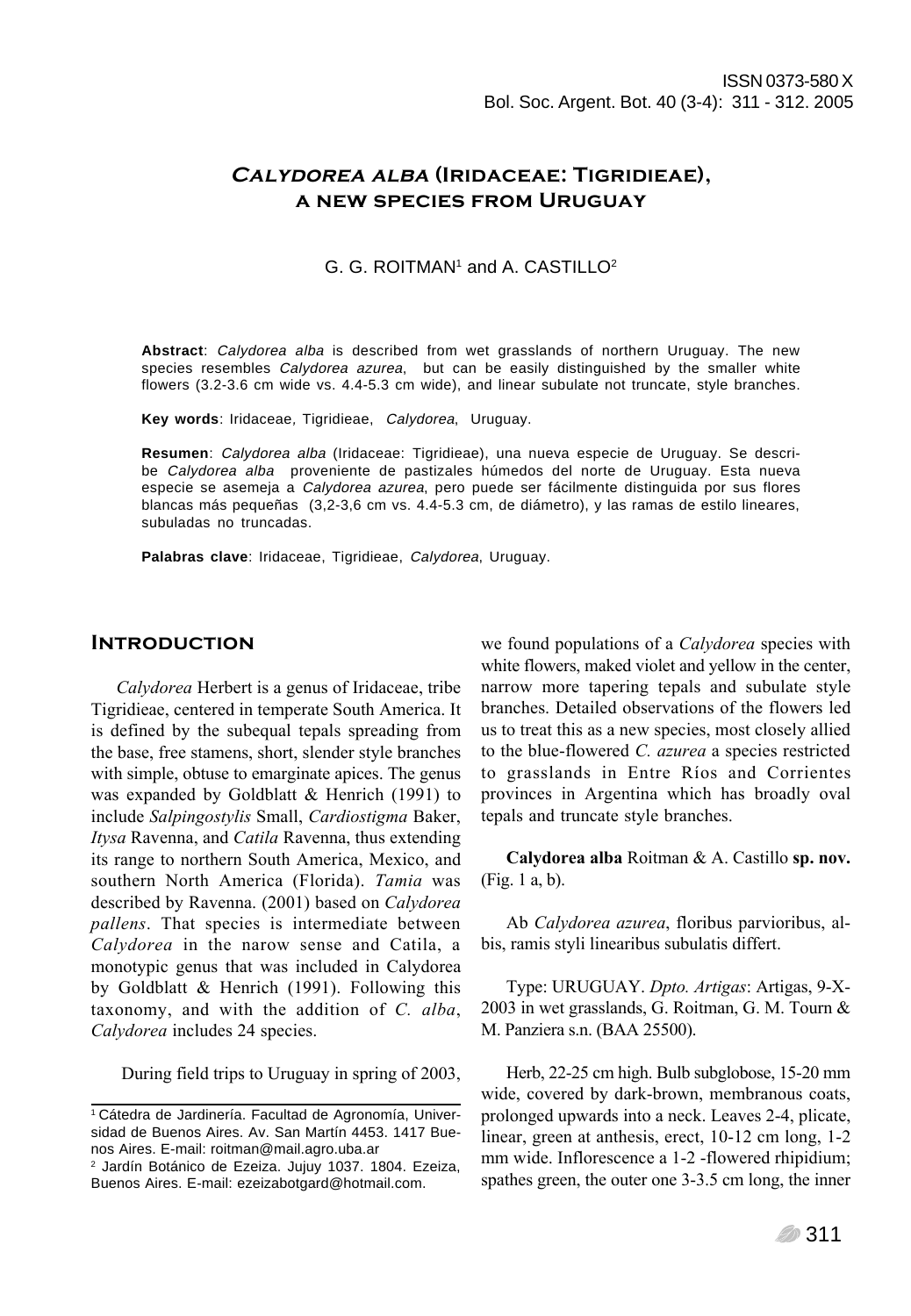# *Calydorea alba* (Iridaceae: Tigridieae), a new species from Uruguay

G. G. ROITMAN[1] and A. CASTILLO[2]

**Abstract**: *Calydorea alba* is described from wet grasslands of northern Uruguay. The new species resembles *Calydorea azurea*, but can be easily distinguished by the smaller white flowers (3.2-3.6 cm wide vs. 4.4-5.3 cm wide), and linear subulate not truncate, style branches.

**Key words**: Iridaceae, Tigridieae, *Calydorea*, Uruguay.

**Resumen**: *Calydorea alba* (Iridaceae: Tigridieae), una nueva especie de Uruguay. Se describe *Calydorea alba* proveniente de pastizales húmedos del norte de Uruguay. Esta nueva especie se asemeja a *Calydorea azurea*, pero puede ser fácilmente distinguida por sus flores blancas más pequeñas (3,2-3,6 cm vs. 4.4-5.3 cm, de diámetro), y las ramas de estilo lineares, subuladas no truncadas.

**Palabras clave**: Iridaceae, Tigridieae, *Calydorea*, Uruguay.

## Introduction

*Calydorea* Herbert is a genus of Iridaceae, tribe Tigridieae, centered in temperate South America. It is defined by the subequal tepals spreading from the base, free stamens, short, slender style branches with simple, obtuse to emarginate apices. The genus was expanded by Goldblatt & Henrich (1991) to include *Salpingostylis* Small, *Cardiostigma* Baker, *Itysa* Ravenna, and *Catila* Ravenna, thus extending its range to northern South America, Mexico, and southern North America (Florida). *Tamia* was described by Ravenna. (2001) based on *Calydorea pallens*. That species is intermediate between *Calydorea* in the narow sense and Catila, a monotypic genus that was included in Calydorea by Goldblatt & Henrich (1991). Following this taxonomy, and with the addition of *C. alba*, *Calydorea* includes 24 species.

During field trips to Uruguay in spring of 2003, we found populations of a *Calydorea* species with white flowers, maked violet and yellow in the center, narrow more tapering tepals and subulate style branches. Detailed observations of the flowers led us to treat this as a new species, most closely allied to the blue-flowered *C. azurea* a species restricted to grasslands in Entre Ríos and Corrientes provinces in Argentina which has broadly oval tepals and truncate style branches.

**Calydorea alba** Roitman & A. Castillo **sp. nov.** (Fig. 1 a, b).

Ab *Calydorea azurea*, floribus parvioribus, albis, ramis styli linearibus subulatis differt.

Type: URUGUAY. *Dpto. Artigas*: Artigas, 9-X-2003 in wet grasslands, G. Roitman, G. M. Tourn & M. Panziera s.n. (BAA 25500).

Herb, 22-25 cm high. Bulb subglobose, 15-20 mm wide, covered by dark-brown, membranous coats, prolonged upwards into a neck. Leaves 2-4, plicate, linear, green at anthesis, erect, 10-12 cm long, 1-2 mm wide. Inflorescence a 1-2 -flowered rhipidium; spathes green, the outer one 3-3.5 cm long, the inner

[1] Cátedra de Jardinería. Facultad de Agronomía, Universidad de Buenos Aires. Av. San Martín 4453. 1417 Buenos Aires. E-mail: roitman@mail.agro.uba.ar

[2] Jardín Botánico de Ezeiza. Jujuy 1037. 1804. Ezeiza, Buenos Aires. E-mail: ezeizabotgard@hotmail.com.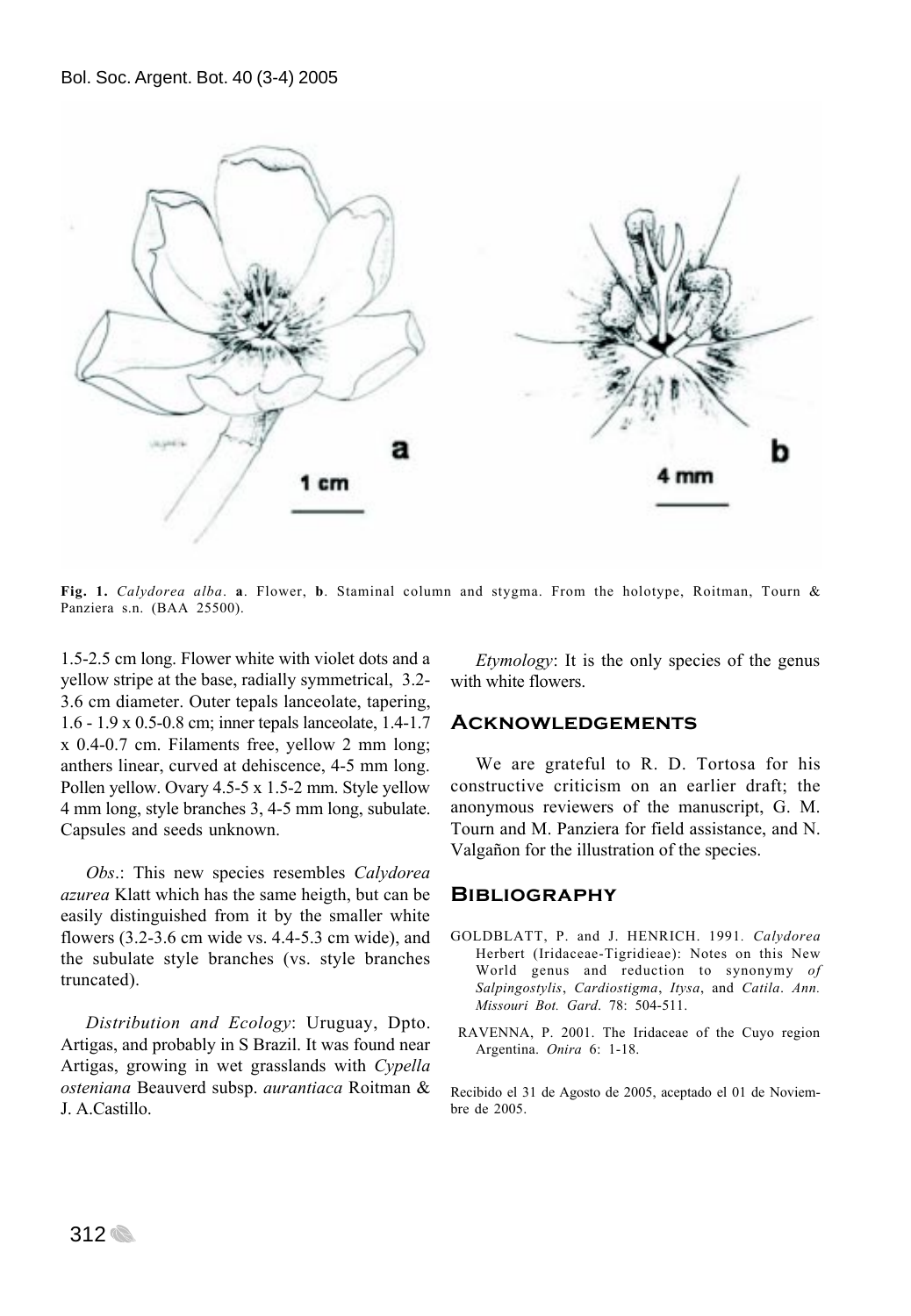Fig. 1. *Calydorea alba*. **a**. Flower, **b**. Staminal column and stygma. From the holotype, Roitman, Tourn & Panziera s.n. (BAA 25500).

1.5-2.5 cm long. Flower white with violet dots and a yellow stripe at the base, radially symmetrical, 3.2-3.6 cm diameter. Outer tepals lanceolate, tapering, 1.6 - 1.9 x 0.5-0.8 cm; inner tepals lanceolate, 1.4-1.7 x 0.4-0.7 cm. Filaments free, yellow 2 mm long; anthers linear, curved at dehiscence, 4-5 mm long. Pollen yellow. Ovary 4.5-5 x 1.5-2 mm. Style yellow 4 mm long, style branches 3, 4-5 mm long, subulate. Capsules and seeds unknown.

*Obs*.: This new species resembles *Calydorea azurea* Klatt which has the same heigth, but can be easily distinguished from it by the smaller white flowers (3.2-3.6 cm wide vs. 4.4-5.3 cm wide), and the subulate style branches (vs. style branches truncated).

*Distribution and Ecology*: Uruguay, Dpto. Artigas, and probably in S Brazil. It was found near Artigas, growing in wet grasslands with *Cypella osteniana* Beauverd subsp. *aurantiaca* Roitman & J. A.Castillo.

*Etymology*: It is the only species of the genus with white flowers.

## Acknowledgements

We are grateful to R. D. Tortosa for his constructive criticism on an earlier draft; the anonymous reviewers of the manuscript, G. M. Tourn and M. Panziera for field assistance, and N. Valgañon for the illustration of the species.

## Bibliography

GOLDBLATT, P. and J. HENRICH. 1991. *Calydorea* Herbert (Iridaceae-Tigridieae): Notes on this New World genus and reduction to synonymy *of Salpingostylis*, *Cardiostigma*, *Itysa*, and *Catila*. *Ann. Missouri Bot. Gard*. 78: 504-511.

RAVENNA, P. 2001. The Iridaceae of the Cuyo region Argentina. *Onira* 6: 1-18.

Recibido el 31 de Agosto de 2005, aceptado el 01 de Noviembre de 2005.